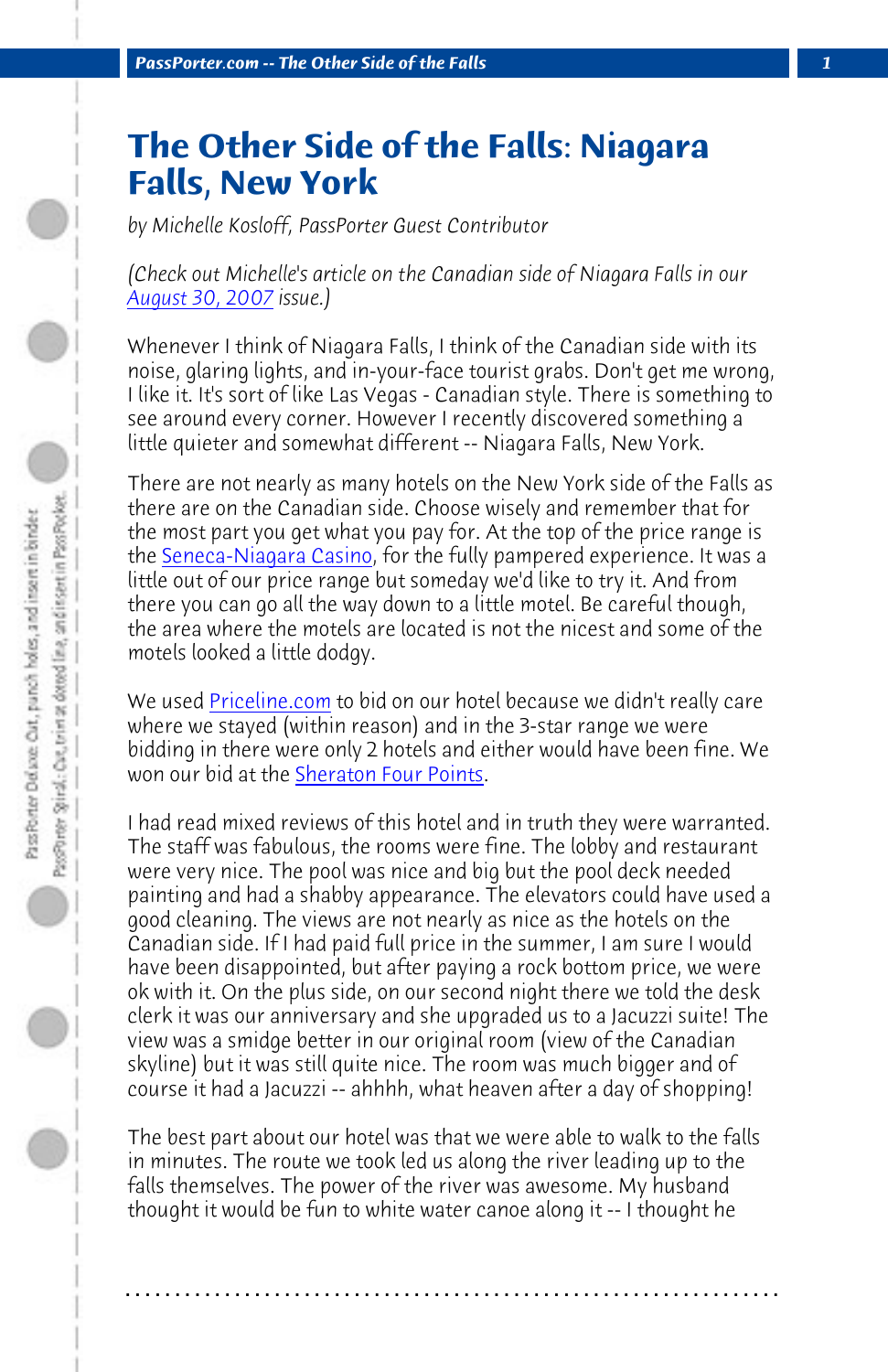# The Other Side of the Falls: Niagara Falls, New York

*by Michelle Kosloff, PassPorter Guest Contributor*

*(Check out Michelle's article on the Canadian side of Niagara Falls in our August 30, 2007 issue.)*

Whenever I think of Niagara Falls, I think of the Canadian side with its noise, glaring lights, and in-your-face tourist grabs. Don't get me wrong, I like it. It's sort of like Las Vegas - Canadian style. There is something to see around every corner. However I recently discovered something a little quieter and somewhat different -- Niagara Falls, New York.

There are not nearly as many hotels on the New York side of the Falls as there are on the Canadian side. Choose wisely and remember that for the most part you get what you pay for. At the top of the price range is the Seneca-Niagara Casino, for the fully pampered experience. It was a little out of our price range but someday we'd like to try it. And from there you can go all the way down to a little motel. Be careful though, the area where the motels are located is not the nicest and some of the motels looked a little dodgy.

We used Priceline.com to bid on our hotel because we didn't really care where we stayed (within reason) and in the 3-star range we were bidding in there were only 2 hotels and either would have been fine. We won our bid at the Sheraton Four Points.

I had read mixed reviews of this hotel and in truth they were warranted. The staff was fabulous, the rooms were fine. The lobby and restaurant were very nice. The pool was nice and big but the pool deck needed painting and had a shabby appearance. The elevators could have used a good cleaning. The views are not nearly as nice as the hotels on the Canadian side. If I had paid full price in the summer, I am sure I would have been disappointed, but after paying a rock bottom price, we were ok with it. On the plus side, on our second night there we told the desk clerk it was our anniversary and she upgraded us to a Jacuzzi suite! The view was a smidge better in our original room (view of the Canadian skyline) but it was still quite nice. The room was much bigger and of course it had a Jacuzzi -- ahhhh, what heaven after a day of shopping!

The best part about our hotel was that we were able to walk to the falls in minutes. The route we took led us along the river leading up to the falls themselves. The power of the river was awesome. My husband thought it would be fun to white water canoe along it -- I thought he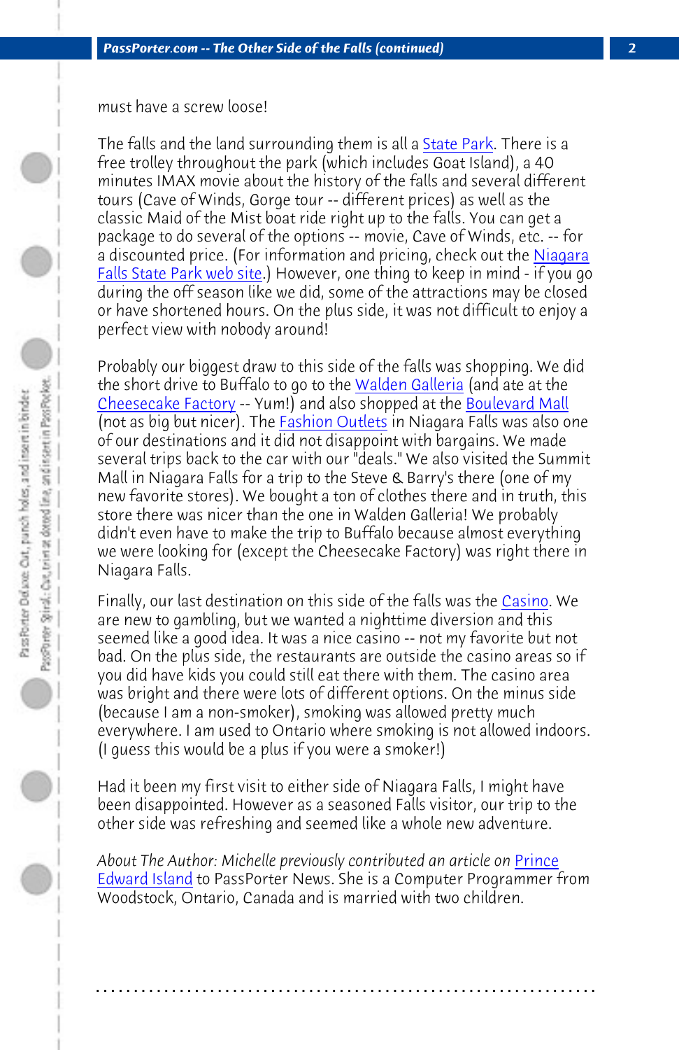must have a screw loose!

The falls and the land surrounding them is all a State Park. There is a free trolley throughout the park (which includes Goat Island), a 40 minutes IMAX movie about the history of the falls and several different tours (Cave of Winds, Gorge tour -- different prices) as well as the classic Maid of the Mist boat ride right up to the falls. You can get a package to do several of the options -- movie, Cave of Winds, etc. -- for a discounted price. (For information and pricing, check out the Niagara Falls State Park web site.) However, one thing to keep in mind - if you go during the off season like we did, some of the attractions may be closed or have shortened hours. On the plus side, it was not difficult to enjoy a perfect view with nobody around!

Probably our biggest draw to this side of the falls was shopping. We did the short drive to Buffalo to go to the Walden Galleria (and ate at the Cheesecake Factory -- Yum!) and also shopped at the Boulevard Mall (not as big but nicer). The Fashion Outlets in Niagara Falls was also one of our destinations and it did not disappoint with bargains. We made several trips back to the car with our "deals." We also visited the Summit Mall in Niagara Falls for a trip to the Steve & Barry's there (one of my new favorite stores). We bought a ton of clothes there and in truth, this store there was nicer than the one in Walden Galleria! We probably didn't even have to make the trip to Buffalo because almost everything we were looking for (except the Cheesecake Factory) was right there in Niagara Falls.

Finally, our last destination on this side of the falls was the Casino. We are new to gambling, but we wanted a nighttime diversion and this seemed like a good idea. It was a nice casino -- not my favorite but not bad. On the plus side, the restaurants are outside the casino areas so if you did have kids you could still eat there with them. The casino area was bright and there were lots of different options. On the minus side (because I am a non-smoker), smoking was allowed pretty much everywhere. I am used to Ontario where smoking is not allowed indoors. (I guess this would be a plus if you were a smoker!)

Had it been my first visit to either side of Niagara Falls, I might have been disappointed. However as a seasoned Falls visitor, our trip to the other side was refreshing and seemed like a whole new adventure.

*About The Author: Michelle previously contributed an article on Prince Edward Island* to PassPorter News. She is a Computer Programmer from Woodstock, Ontario, Canada and is married with two children.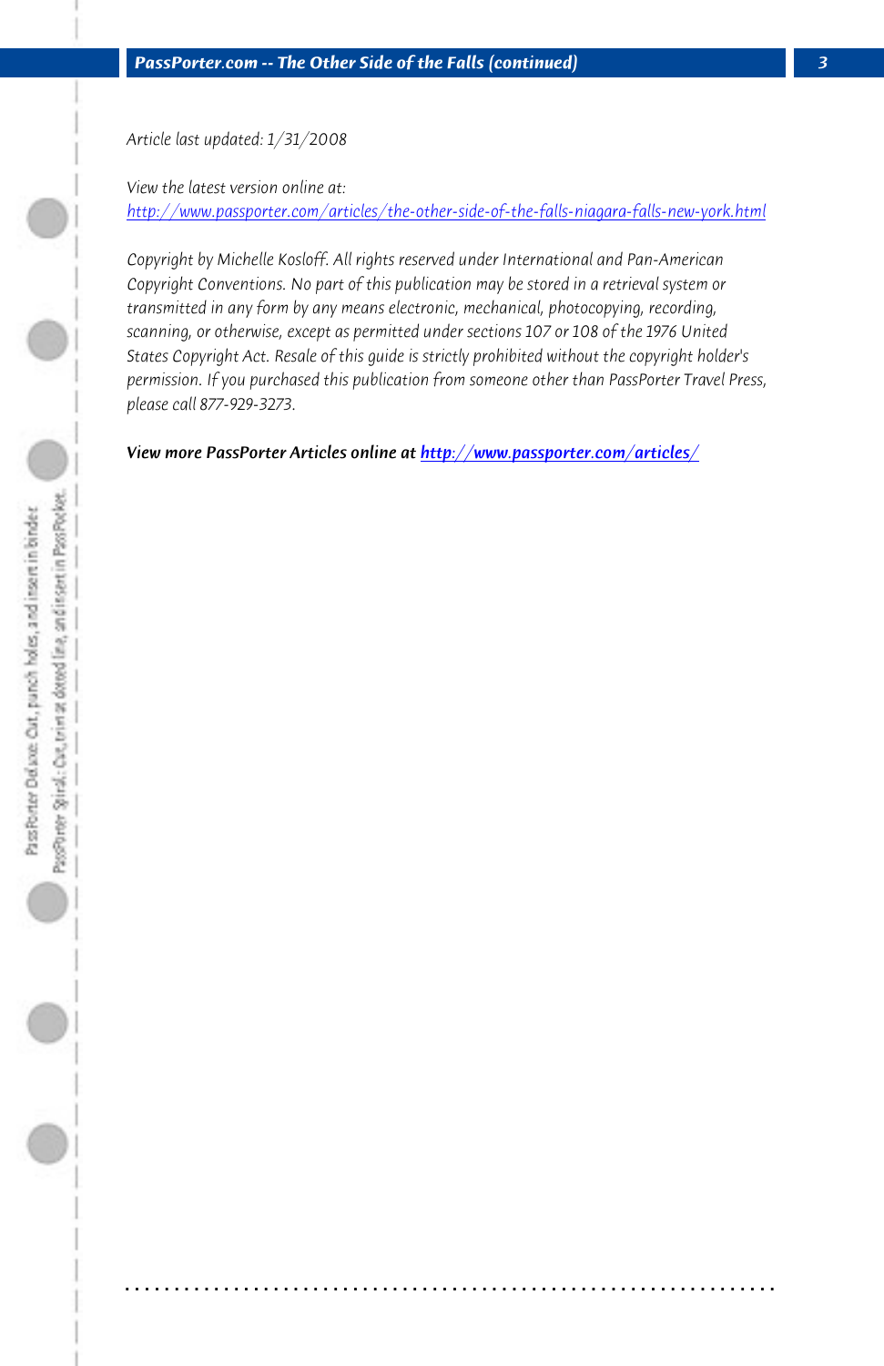*Article last updated: 1/31/2008*

*View the latest version online at:*
*http://www.passporter.com/articles/the-other-side-of-the-falls-niagara-falls-new-york.html*

*Copyright by Michelle Kosloff. All rights reserved under International and Pan-American Copyright Conventions. No part of this publication may be stored in a retrieval system or transmitted in any form by any means electronic, mechanical, photocopying, recording, scanning, or otherwise, except as permitted under sections 107 or 108 of the 1976 United States Copyright Act. Resale of this guide is strictly prohibited without the copyright holder's permission. If you purchased this publication from someone other than PassPorter Travel Press, please call 877-929-3273.*

***View more PassPorter Articles online at http://www.passporter.com/articles/***